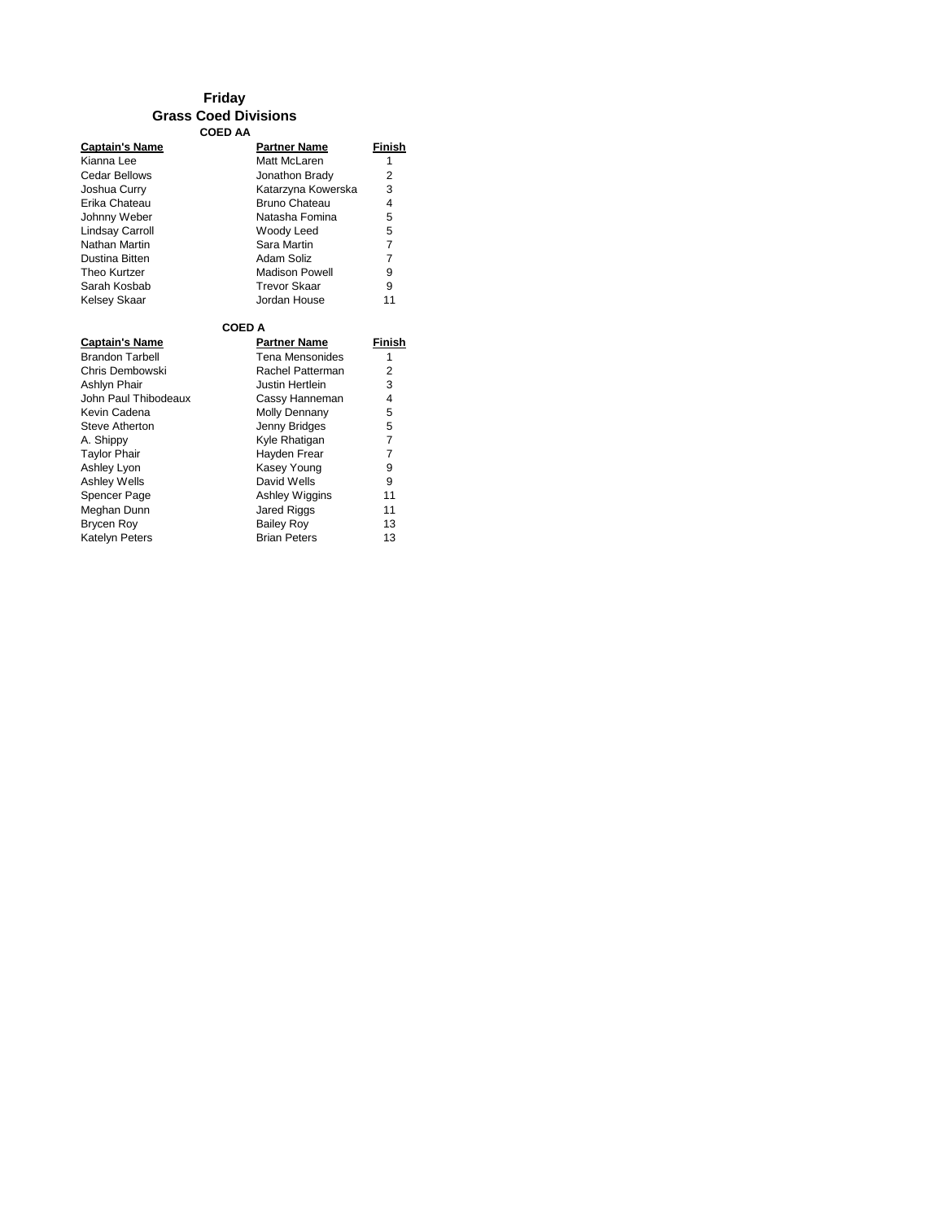# Friday

## Grass Coed Divisions

### COED AA

| Captain's Name | Partner Name | Finish |
|---|---|---|
| Kianna Lee | Matt McLaren | 1 |
| Cedar Bellows | Jonathon Brady | 2 |
| Joshua Curry | Katarzyna Kowerska | 3 |
| Erika Chateau | Bruno Chateau | 4 |
| Johnny Weber | Natasha Fomina | 5 |
| Lindsay Carroll | Woody Leed | 5 |
| Nathan Martin | Sara Martin | 7 |
| Dustina Bitten | Adam Soliz | 7 |
| Theo Kurtzer | Madison Powell | 9 |
| Sarah Kosbab | Trevor Skaar | 9 |
| Kelsey Skaar | Jordan House | 11 |

### COED A

| Captain's Name | Partner Name | Finish |
|---|---|---|
| Brandon Tarbell | Tena Mensonides | 1 |
| Chris Dembowski | Rachel Patterman | 2 |
| Ashlyn Phair | Justin Hertlein | 3 |
| John Paul Thibodeaux | Cassy Hanneman | 4 |
| Kevin Cadena | Molly Dennany | 5 |
| Steve Atherton | Jenny Bridges | 5 |
| A. Shippy | Kyle Rhatigan | 7 |
| Taylor Phair | Hayden Frear | 7 |
| Ashley Lyon | Kasey Young | 9 |
| Ashley Wells | David Wells | 9 |
| Spencer Page | Ashley Wiggins | 11 |
| Meghan Dunn | Jared Riggs | 11 |
| Brycen Roy | Bailey Roy | 13 |
| Katelyn Peters | Brian Peters | 13 |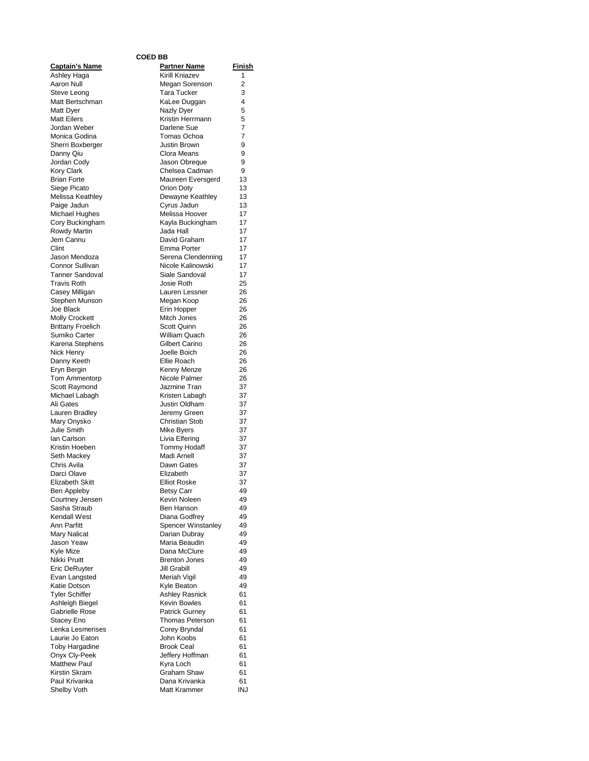**COED BB**

| Captain's Name | Partner Name | Finish |
|---|---|---|
| Ashley Haga | Kirill Kniazev | 1 |
| Aaron Null | Megan Sorenson | 2 |
| Steve Leong | Tara Tucker | 3 |
| Matt Bertschman | KaLee Duggan | 4 |
| Matt Dyer | Nazly Dyer | 5 |
| Matt Eilers | Kristin Herrmann | 5 |
| Jordan Weber | Darlene Sue | 7 |
| Monica Godina | Tomas Ochoa | 7 |
| Sherri Boxberger | Justin Brown | 9 |
| Danny Qiu | Clora Means | 9 |
| Jordan Cody | Jason Obreque | 9 |
| Kory Clark | Chelsea Cadman | 9 |
| Brian Forte | Maureen Eversgerd | 13 |
| Siege Picato | Orion Doty | 13 |
| Melissa Keathley | Dewayne Keathley | 13 |
| Paige Jadun | Cyrus Jadun | 13 |
| Michael Hughes | Melissa Hoover | 17 |
| Cory Buckingham | Kayla Buckingham | 17 |
| Rowdy Martin | Jada Hall | 17 |
| Jem Cannu | David Graham | 17 |
| Clint | Emma Porter | 17 |
| Jason Mendoza | Serena Clendenning | 17 |
| Connor Sullivan | Nicole Kalinowski | 17 |
| Tanner Sandoval | Siale Sandoval | 17 |
| Travis Roth | Josie Roth | 25 |
| Casey Milligan | Lauren Lessner | 26 |
| Stephen Munson | Megan Koop | 26 |
| Joe Black | Erin Hopper | 26 |
| Molly Crockett | Mitch Jones | 26 |
| Brittany Froelich | Scott Quinn | 26 |
| Sumiko Carter | William Quach | 26 |
| Karena Stephens | Gilbert Carino | 26 |
| Nick Henry | Joelle Boich | 26 |
| Danny Keeth | Ellie Roach | 26 |
| Eryn Bergin | Kenny Menze | 26 |
| Tom Ammentorp | Nicole Palmer | 26 |
| Scott Raymond | Jazmine Tran | 37 |
| Michael Labagh | Kristen Labagh | 37 |
| Ali Gates | Justin Oldham | 37 |
| Lauren Bradley | Jeremy Green | 37 |
| Mary Onysko | Christian Stob | 37 |
| Julie Smith | Mike Byers | 37 |
| Ian Carlson | Livia Elfering | 37 |
| Kristin Hoeben | Tommy Hodaff | 37 |
| Seth Mackey | Madi Arnell | 37 |
| Chris Avila | Dawn Gates | 37 |
| Darci Olave | Elizabeth | 37 |
| Elizabeth Skitt | Elliot Roske | 37 |
| Ben Appleby | Betsy Carr | 49 |
| Courtney Jensen | Kevin Noleen | 49 |
| Sasha Straub | Ben Hanson | 49 |
| Kendall West | Diana Godfrey | 49 |
| Ann Parfitt | Spencer Winstanley | 49 |
| Mary Nalicat | Darian Dubray | 49 |
| Jason Yeaw | Maria Beaudin | 49 |
| Kyle Mize | Dana McClure | 49 |
| Nikki Pruitt | Brenton Jones | 49 |
| Eric DeRuyter | Jill Grabill | 49 |
| Evan Langsted | Meriah Vigil | 49 |
| Katie Dotson | Kyle Beaton | 49 |
| Tyler Schiffer | Ashley Rasnick | 61 |
| Ashleigh Biegel | Kevin Bowles | 61 |
| Gabrielle Rose | Patrick Gurney | 61 |
| Stacey Eno | Thomas Peterson | 61 |
| Lenka Lesmerises | Corey Bryndal | 61 |
| Laurie Jo Eaton | John Koobs | 61 |
| Toby Hargadine | Brook Ceal | 61 |
| Onyx Cly-Peek | Jeffery Hoffman | 61 |
| Matthew Paul | Kyra Loch | 61 |
| Kirstin Skram | Graham Shaw | 61 |
| Paul Krivanka | Dana Krivanka | 61 |
| Shelby Voth | Matt Krammer | INJ |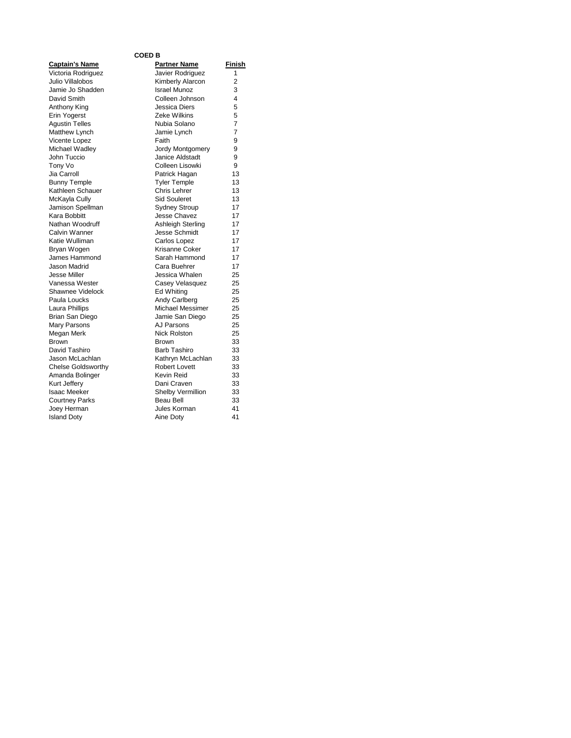**COED B**

| Captain's Name | Partner Name | Finish |
|---|---|---|
| Victoria Rodriguez | Javier Rodriguez | 1 |
| Julio Villalobos | Kimberly Alarcon | 2 |
| Jamie Jo Shadden | Israel Munoz | 3 |
| David Smith | Colleen Johnson | 4 |
| Anthony King | Jessica Diers | 5 |
| Erin Yogerst | Zeke Wilkins | 5 |
| Agustin Telles | Nubia Solano | 7 |
| Matthew Lynch | Jamie Lynch | 7 |
| Vicente Lopez | Faith | 9 |
| Michael Wadley | Jordy Montgomery | 9 |
| John Tuccio | Janice Aldstadt | 9 |
| Tony Vo | Colleen Lisowki | 9 |
| Jia Carroll | Patrick Hagan | 13 |
| Bunny Temple | Tyler Temple | 13 |
| Kathleen Schauer | Chris Lehrer | 13 |
| McKayla Cully | Sid Souleret | 13 |
| Jamison Spellman | Sydney Stroup | 17 |
| Kara Bobbitt | Jesse Chavez | 17 |
| Nathan Woodruff | Ashleigh Sterling | 17 |
| Calvin Wanner | Jesse Schmidt | 17 |
| Katie Wulliman | Carlos Lopez | 17 |
| Bryan Wogen | Krisanne Coker | 17 |
| James Hammond | Sarah Hammond | 17 |
| Jason Madrid | Cara Buehrer | 17 |
| Jesse Miller | Jessica Whalen | 25 |
| Vanessa Wester | Casey Velasquez | 25 |
| Shawnee Videlock | Ed Whiting | 25 |
| Paula Loucks | Andy Carlberg | 25 |
| Laura Phillips | Michael Messimer | 25 |
| Brian San Diego | Jamie San Diego | 25 |
| Mary Parsons | AJ Parsons | 25 |
| Megan Merk | Nick Rolston | 25 |
| Brown | Brown | 33 |
| David Tashiro | Barb Tashiro | 33 |
| Jason McLachlan | Kathryn McLachlan | 33 |
| Chelse Goldsworthy | Robert Lovett | 33 |
| Amanda Bolinger | Kevin Reid | 33 |
| Kurt Jeffery | Dani Craven | 33 |
| Isaac Meeker | Shelby Vermillion | 33 |
| Courtney Parks | Beau Bell | 33 |
| Joey Herman | Jules Korman | 41 |
| Island Doty | Aine Doty | 41 |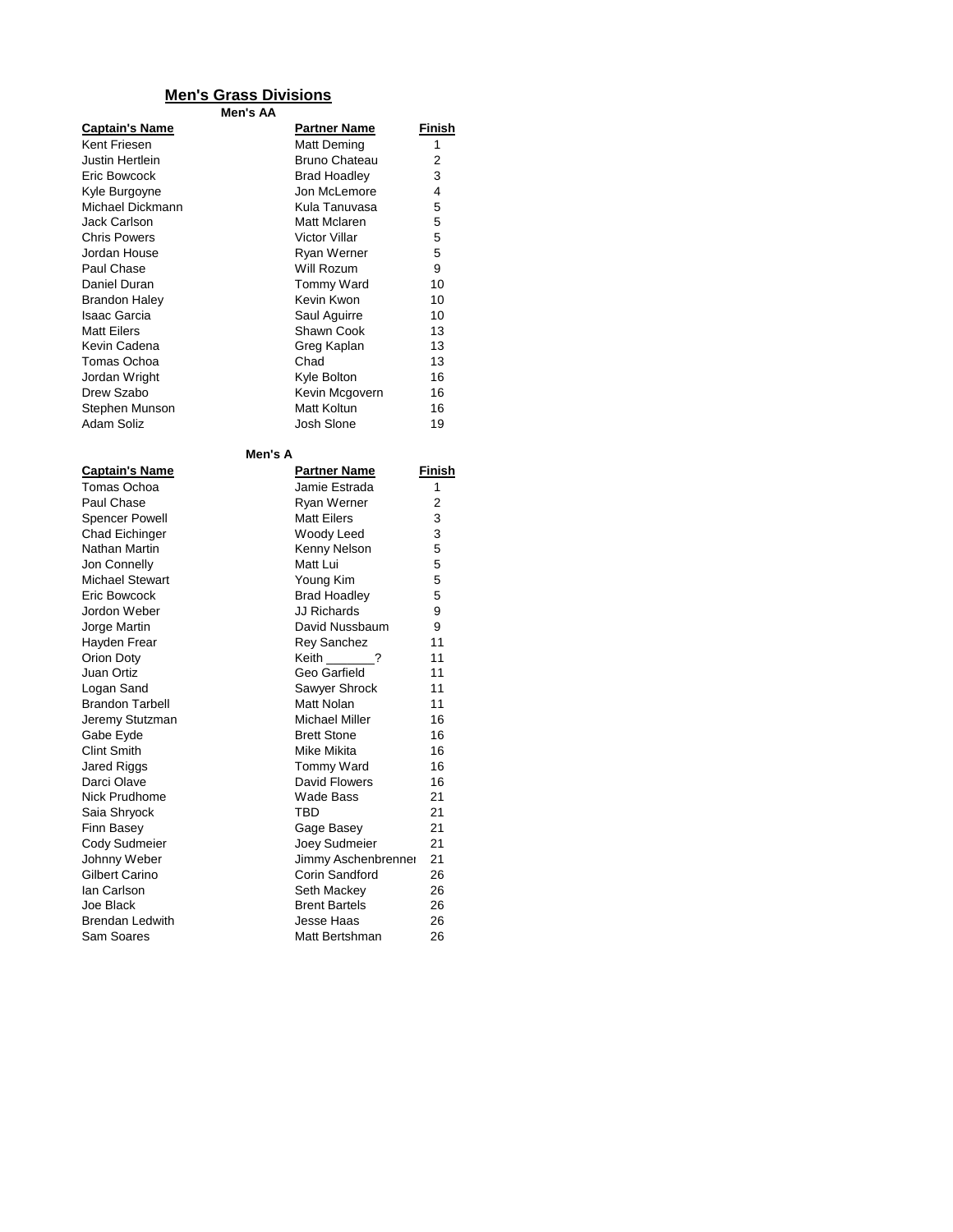## Men's Grass Divisions

### Men's AA

| Captain's Name | Partner Name | Finish |
|---|---|---|
| Kent Friesen | Matt Deming | 1 |
| Justin Hertlein | Bruno Chateau | 2 |
| Eric Bowcock | Brad Hoadley | 3 |
| Kyle Burgoyne | Jon McLemore | 4 |
| Michael Dickmann | Kula Tanuvasa | 5 |
| Jack Carlson | Matt Mclaren | 5 |
| Chris Powers | Victor Villar | 5 |
| Jordan House | Ryan Werner | 5 |
| Paul Chase | Will Rozum | 9 |
| Daniel Duran | Tommy Ward | 10 |
| Brandon Haley | Kevin Kwon | 10 |
| Isaac Garcia | Saul Aguirre | 10 |
| Matt Eilers | Shawn Cook | 13 |
| Kevin Cadena | Greg Kaplan | 13 |
| Tomas Ochoa | Chad | 13 |
| Jordan Wright | Kyle Bolton | 16 |
| Drew Szabo | Kevin Mcgovern | 16 |
| Stephen Munson | Matt Koltun | 16 |
| Adam Soliz | Josh Slone | 19 |

### Men's A

| Captain's Name | Partner Name | Finish |
|---|---|---|
| Tomas Ochoa | Jamie Estrada | 1 |
| Paul Chase | Ryan Werner | 2 |
| Spencer Powell | Matt Eilers | 3 |
| Chad Eichinger | Woody Leed | 3 |
| Nathan Martin | Kenny Nelson | 5 |
| Jon Connelly | Matt Lui | 5 |
| Michael Stewart | Young Kim | 5 |
| Eric Bowcock | Brad Hoadley | 5 |
| Jordon Weber | JJ Richards | 9 |
| Jorge Martin | David Nussbaum | 9 |
| Hayden Frear | Rey Sanchez | 11 |
| Orion Doty | Keith _______? | 11 |
| Juan Ortiz | Geo Garfield | 11 |
| Logan Sand | Sawyer Shrock | 11 |
| Brandon Tarbell | Matt Nolan | 11 |
| Jeremy Stutzman | Michael Miller | 16 |
| Gabe Eyde | Brett Stone | 16 |
| Clint Smith | Mike Mikita | 16 |
| Jared Riggs | Tommy Ward | 16 |
| Darci Olave | David Flowers | 16 |
| Nick Prudhome | Wade Bass | 21 |
| Saia Shryock | TBD | 21 |
| Finn Basey | Gage Basey | 21 |
| Cody Sudmeier | Joey Sudmeier | 21 |
| Johnny Weber | Jimmy Aschenbrenner | 21 |
| Gilbert Carino | Corin Sandford | 26 |
| Ian Carlson | Seth Mackey | 26 |
| Joe Black | Brent Bartels | 26 |
| Brendan Ledwith | Jesse Haas | 26 |
| Sam Soares | Matt Bertshman | 26 |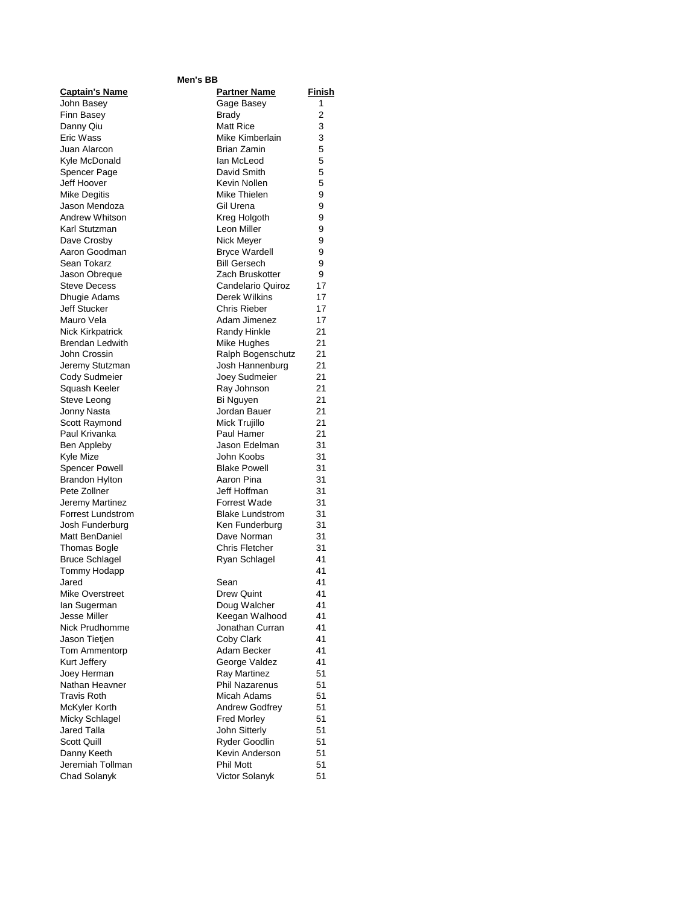**Men's BB**

| Captain's Name | Partner Name | Finish |
|---|---|---|
| John Basey | Gage Basey | 1 |
| Finn Basey | Brady | 2 |
| Danny Qiu | Matt Rice | 3 |
| Eric Wass | Mike Kimberlain | 3 |
| Juan Alarcon | Brian Zamin | 5 |
| Kyle McDonald | Ian McLeod | 5 |
| Spencer Page | David Smith | 5 |
| Jeff Hoover | Kevin Nollen | 5 |
| Mike Degitis | Mike Thielen | 9 |
| Jason Mendoza | Gil Urena | 9 |
| Andrew Whitson | Kreg Holgoth | 9 |
| Karl Stutzman | Leon Miller | 9 |
| Dave Crosby | Nick Meyer | 9 |
| Aaron Goodman | Bryce Wardell | 9 |
| Sean Tokarz | Bill Gersech | 9 |
| Jason Obreque | Zach Bruskotter | 9 |
| Steve Decess | Candelario Quiroz | 17 |
| Dhugie Adams | Derek Wilkins | 17 |
| Jeff Stucker | Chris Rieber | 17 |
| Mauro Vela | Adam Jimenez | 17 |
| Nick Kirkpatrick | Randy Hinkle | 21 |
| Brendan Ledwith | Mike Hughes | 21 |
| John Crossin | Ralph Bogenschutz | 21 |
| Jeremy Stutzman | Josh Hannenburg | 21 |
| Cody Sudmeier | Joey Sudmeier | 21 |
| Squash Keeler | Ray Johnson | 21 |
| Steve Leong | Bi Nguyen | 21 |
| Jonny Nasta | Jordan Bauer | 21 |
| Scott Raymond | Mick Trujillo | 21 |
| Paul Krivanka | Paul Hamer | 21 |
| Ben Appleby | Jason Edelman | 31 |
| Kyle Mize | John Koobs | 31 |
| Spencer Powell | Blake Powell | 31 |
| Brandon Hylton | Aaron Pina | 31 |
| Pete Zollner | Jeff Hoffman | 31 |
| Jeremy Martinez | Forrest Wade | 31 |
| Forrest Lundstrom | Blake Lundstrom | 31 |
| Josh Funderburg | Ken Funderburg | 31 |
| Matt BenDaniel | Dave Norman | 31 |
| Thomas Bogle | Chris Fletcher | 31 |
| Bruce Schlagel | Ryan Schlagel | 41 |
| Tommy Hodapp | | 41 |
| Jared | Sean | 41 |
| Mike Overstreet | Drew Quint | 41 |
| Ian Sugerman | Doug Walcher | 41 |
| Jesse Miller | Keegan Walhood | 41 |
| Nick Prudhomme | Jonathan Curran | 41 |
| Jason Tietjen | Coby Clark | 41 |
| Tom Ammentorp | Adam Becker | 41 |
| Kurt Jeffery | George Valdez | 41 |
| Joey Herman | Ray Martinez | 51 |
| Nathan Heavner | Phil Nazarenus | 51 |
| Travis Roth | Micah Adams | 51 |
| McKyler Korth | Andrew Godfrey | 51 |
| Micky Schlagel | Fred Morley | 51 |
| Jared Talla | John Sitterly | 51 |
| Scott Quill | Ryder Goodlin | 51 |
| Danny Keeth | Kevin Anderson | 51 |
| Jeremiah Tollman | Phil Mott | 51 |
| Chad Solanyk | Victor Solanyk | 51 |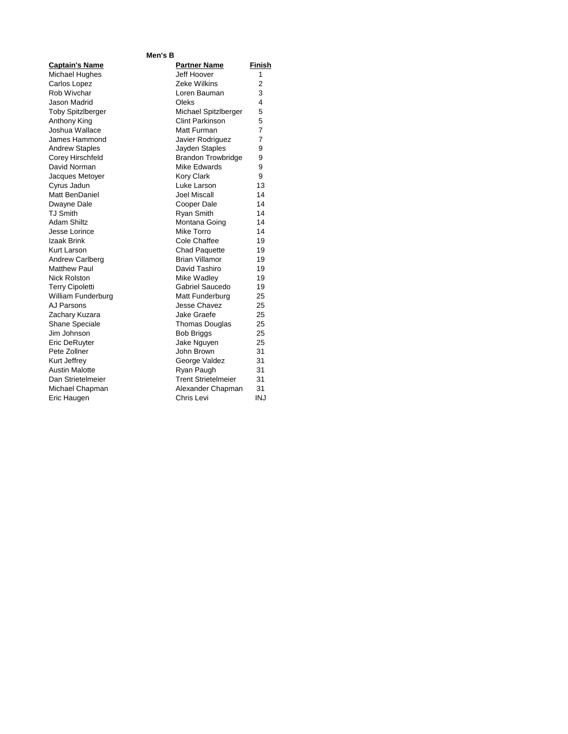**Men's B**

| Captain's Name | Partner Name | Finish |
|---|---|---|
| Michael Hughes | Jeff Hoover | 1 |
| Carlos Lopez | Zeke Wilkins | 2 |
| Rob Wivchar | Loren Bauman | 3 |
| Jason Madrid | Oleks | 4 |
| Toby Spitzlberger | Michael Spitzlberger | 5 |
| Anthony King | Clint Parkinson | 5 |
| Joshua Wallace | Matt Furman | 7 |
| James Hammond | Javier Rodriguez | 7 |
| Andrew Staples | Jayden Staples | 9 |
| Corey Hirschfeld | Brandon Trowbridge | 9 |
| David Norman | Mike Edwards | 9 |
| Jacques Metoyer | Kory Clark | 9 |
| Cyrus Jadun | Luke Larson | 13 |
| Matt BenDaniel | Joel Miscall | 14 |
| Dwayne Dale | Cooper Dale | 14 |
| TJ Smith | Ryan Smith | 14 |
| Adam Shiltz | Montana Going | 14 |
| Jesse Lorince | Mike Torro | 14 |
| Izaak Brink | Cole Chaffee | 19 |
| Kurt Larson | Chad Paquette | 19 |
| Andrew Carlberg | Brian Villamor | 19 |
| Matthew Paul | David Tashiro | 19 |
| Nick Rolston | Mike Wadley | 19 |
| Terry Cipoletti | Gabriel Saucedo | 19 |
| William Funderburg | Matt Funderburg | 25 |
| AJ Parsons | Jesse Chavez | 25 |
| Zachary Kuzara | Jake Graefe | 25 |
| Shane Speciale | Thomas Douglas | 25 |
| Jim Johnson | Bob Briggs | 25 |
| Eric DeRuyter | Jake Nguyen | 25 |
| Pete Zollner | John Brown | 31 |
| Kurt Jeffrey | George Valdez | 31 |
| Austin Malotte | Ryan Paugh | 31 |
| Dan Strietelmeier | Trent Strietelmeier | 31 |
| Michael Chapman | Alexander Chapman | 31 |
| Eric Haugen | Chris Levi | INJ |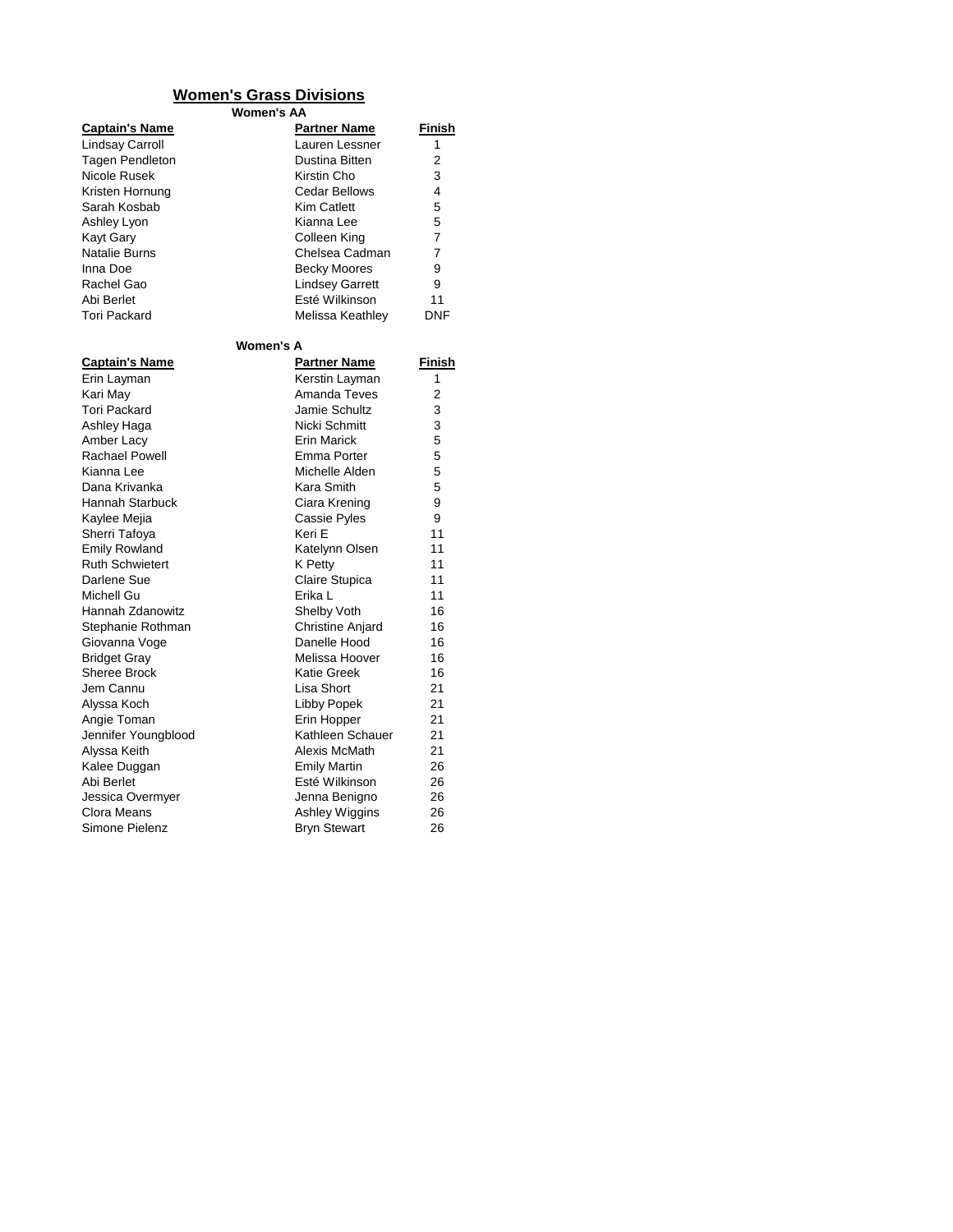## Women's Grass Divisions

### Women's AA

| Captain's Name | Partner Name | Finish |
|---|---|---|
| Lindsay Carroll | Lauren Lessner | 1 |
| Tagen Pendleton | Dustina Bitten | 2 |
| Nicole Rusek | Kirstin Cho | 3 |
| Kristen Hornung | Cedar Bellows | 4 |
| Sarah Kosbab | Kim Catlett | 5 |
| Ashley Lyon | Kianna Lee | 5 |
| Kayt Gary | Colleen King | 7 |
| Natalie Burns | Chelsea Cadman | 7 |
| Inna Doe | Becky Moores | 9 |
| Rachel Gao | Lindsey Garrett | 9 |
| Abi Berlet | Esté Wilkinson | 11 |
| Tori Packard | Melissa Keathley | DNF |

### Women's A

| Captain's Name | Partner Name | Finish |
|---|---|---|
| Erin Layman | Kerstin Layman | 1 |
| Kari May | Amanda Teves | 2 |
| Tori Packard | Jamie Schultz | 3 |
| Ashley Haga | Nicki Schmitt | 3 |
| Amber Lacy | Erin Marick | 5 |
| Rachael Powell | Emma Porter | 5 |
| Kianna Lee | Michelle Alden | 5 |
| Dana Krivanka | Kara Smith | 5 |
| Hannah Starbuck | Ciara Krening | 9 |
| Kaylee Mejia | Cassie Pyles | 9 |
| Sherri Tafoya | Keri E | 11 |
| Emily Rowland | Katelynn Olsen | 11 |
| Ruth Schwietert | K Petty | 11 |
| Darlene Sue | Claire Stupica | 11 |
| Michell Gu | Erika L | 11 |
| Hannah Zdanowitz | Shelby Voth | 16 |
| Stephanie Rothman | Christine Anjard | 16 |
| Giovanna Voge | Danelle Hood | 16 |
| Bridget Gray | Melissa Hoover | 16 |
| Sheree Brock | Katie Greek | 16 |
| Jem Cannu | Lisa Short | 21 |
| Alyssa Koch | Libby Popek | 21 |
| Angie Toman | Erin Hopper | 21 |
| Jennifer Youngblood | Kathleen Schauer | 21 |
| Alyssa Keith | Alexis McMath | 21 |
| Kalee Duggan | Emily Martin | 26 |
| Abi Berlet | Esté Wilkinson | 26 |
| Jessica Overmyer | Jenna Benigno | 26 |
| Clora Means | Ashley Wiggins | 26 |
| Simone Pielenz | Bryn Stewart | 26 |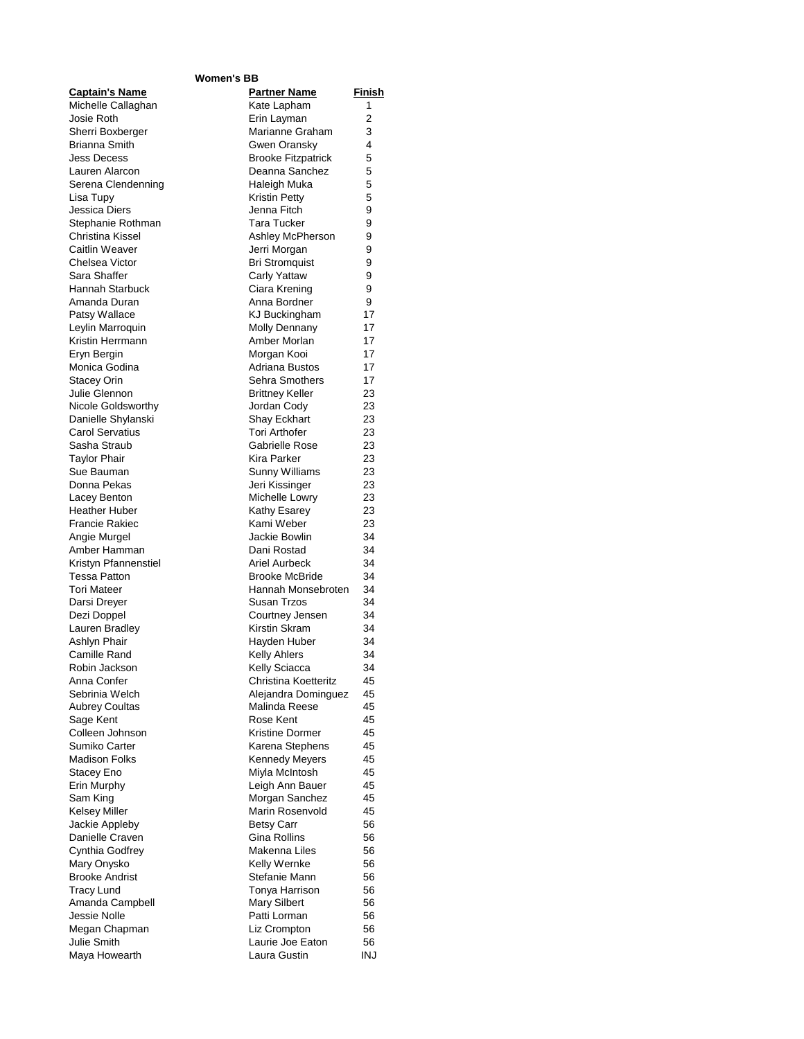**Women's BB**

| Captain's Name | Partner Name | Finish |
|---|---|---|
| Michelle Callaghan | Kate Lapham | 1 |
| Josie Roth | Erin Layman | 2 |
| Sherri Boxberger | Marianne Graham | 3 |
| Brianna Smith | Gwen Oransky | 4 |
| Jess Decess | Brooke Fitzpatrick | 5 |
| Lauren Alarcon | Deanna Sanchez | 5 |
| Serena Clendenning | Haleigh Muka | 5 |
| Lisa Tupy | Kristin Petty | 5 |
| Jessica Diers | Jenna Fitch | 9 |
| Stephanie Rothman | Tara Tucker | 9 |
| Christina Kissel | Ashley McPherson | 9 |
| Caitlin Weaver | Jerri Morgan | 9 |
| Chelsea Victor | Bri Stromquist | 9 |
| Sara Shaffer | Carly Yattaw | 9 |
| Hannah Starbuck | Ciara Krening | 9 |
| Amanda Duran | Anna Bordner | 9 |
| Patsy Wallace | KJ Buckingham | 17 |
| Leylin Marroquin | Molly Dennany | 17 |
| Kristin Herrmann | Amber Morlan | 17 |
| Eryn Bergin | Morgan Kooi | 17 |
| Monica Godina | Adriana Bustos | 17 |
| Stacey Orin | Sehra Smothers | 17 |
| Julie Glennon | Brittney Keller | 23 |
| Nicole Goldsworthy | Jordan Cody | 23 |
| Danielle Shylanski | Shay Eckhart | 23 |
| Carol Servatius | Tori Arthofer | 23 |
| Sasha Straub | Gabrielle Rose | 23 |
| Taylor Phair | Kira Parker | 23 |
| Sue Bauman | Sunny Williams | 23 |
| Donna Pekas | Jeri Kissinger | 23 |
| Lacey Benton | Michelle Lowry | 23 |
| Heather Huber | Kathy Esarey | 23 |
| Francie Rakiec | Kami Weber | 23 |
| Angie Murgel | Jackie Bowlin | 34 |
| Amber Hamman | Dani Rostad | 34 |
| Kristyn Pfannenstiel | Ariel Aurbeck | 34 |
| Tessa Patton | Brooke McBride | 34 |
| Tori Mateer | Hannah Monsebroten | 34 |
| Darsi Dreyer | Susan Trzos | 34 |
| Dezi Doppel | Courtney Jensen | 34 |
| Lauren Bradley | Kirstin Skram | 34 |
| Ashlyn Phair | Hayden Huber | 34 |
| Camille Rand | Kelly Ahlers | 34 |
| Robin Jackson | Kelly Sciacca | 34 |
| Anna Confer | Christina Koetteritz | 45 |
| Sebrinia Welch | Alejandra Dominguez | 45 |
| Aubrey Coultas | Malinda Reese | 45 |
| Sage Kent | Rose Kent | 45 |
| Colleen Johnson | Kristine Dormer | 45 |
| Sumiko Carter | Karena Stephens | 45 |
| Madison Folks | Kennedy Meyers | 45 |
| Stacey Eno | Miyla McIntosh | 45 |
| Erin Murphy | Leigh Ann Bauer | 45 |
| Sam King | Morgan Sanchez | 45 |
| Kelsey Miller | Marin Rosenvold | 45 |
| Jackie Appleby | Betsy Carr | 56 |
| Danielle Craven | Gina Rollins | 56 |
| Cynthia Godfrey | Makenna Liles | 56 |
| Mary Onysko | Kelly Wernke | 56 |
| Brooke Andrist | Stefanie Mann | 56 |
| Tracy Lund | Tonya Harrison | 56 |
| Amanda Campbell | Mary Silbert | 56 |
| Jessie Nolle | Patti Lorman | 56 |
| Megan Chapman | Liz Crompton | 56 |
| Julie Smith | Laurie Joe Eaton | 56 |
| Maya Howearth | Laura Gustin | INJ |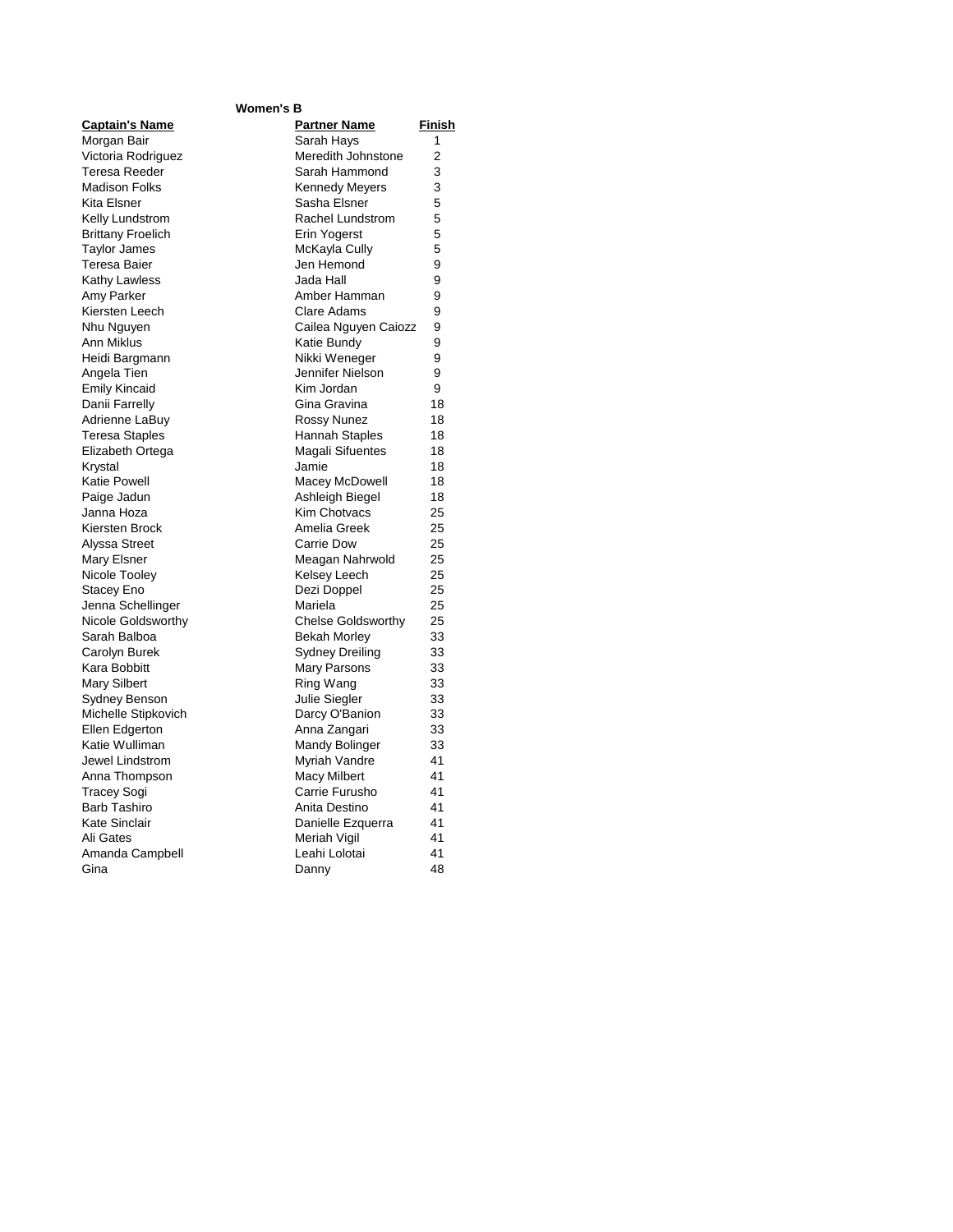**Women's B**

| Captain's Name | Partner Name | Finish |
|---|---|---|
| Morgan Bair | Sarah Hays | 1 |
| Victoria Rodriguez | Meredith Johnstone | 2 |
| Teresa Reeder | Sarah Hammond | 3 |
| Madison Folks | Kennedy Meyers | 3 |
| Kita Elsner | Sasha Elsner | 5 |
| Kelly Lundstrom | Rachel Lundstrom | 5 |
| Brittany Froelich | Erin Yogerst | 5 |
| Taylor James | McKayla Cully | 5 |
| Teresa Baier | Jen Hemond | 9 |
| Kathy Lawless | Jada Hall | 9 |
| Amy Parker | Amber Hamman | 9 |
| Kiersten Leech | Clare Adams | 9 |
| Nhu Nguyen | Cailea Nguyen Caiozz | 9 |
| Ann Miklus | Katie Bundy | 9 |
| Heidi Bargmann | Nikki Weneger | 9 |
| Angela Tien | Jennifer Nielson | 9 |
| Emily Kincaid | Kim Jordan | 9 |
| Danii Farrelly | Gina Gravina | 18 |
| Adrienne LaBuy | Rossy Nunez | 18 |
| Teresa Staples | Hannah Staples | 18 |
| Elizabeth Ortega | Magali Sifuentes | 18 |
| Krystal | Jamie | 18 |
| Katie Powell | Macey McDowell | 18 |
| Paige Jadun | Ashleigh Biegel | 18 |
| Janna Hoza | Kim Chotvacs | 25 |
| Kiersten Brock | Amelia Greek | 25 |
| Alyssa Street | Carrie Dow | 25 |
| Mary Elsner | Meagan Nahrwold | 25 |
| Nicole Tooley | Kelsey Leech | 25 |
| Stacey Eno | Dezi Doppel | 25 |
| Jenna Schellinger | Mariela | 25 |
| Nicole Goldsworthy | Chelse Goldsworthy | 25 |
| Sarah Balboa | Bekah Morley | 33 |
| Carolyn Burek | Sydney Dreiling | 33 |
| Kara Bobbitt | Mary Parsons | 33 |
| Mary Silbert | Ring Wang | 33 |
| Sydney Benson | Julie Siegler | 33 |
| Michelle Stipkovich | Darcy O'Banion | 33 |
| Ellen Edgerton | Anna Zangari | 33 |
| Katie Wulliman | Mandy Bolinger | 33 |
| Jewel Lindstrom | Myriah Vandre | 41 |
| Anna Thompson | Macy Milbert | 41 |
| Tracey Sogi | Carrie Furusho | 41 |
| Barb Tashiro | Anita Destino | 41 |
| Kate Sinclair | Danielle Ezquerra | 41 |
| Ali Gates | Meriah Vigil | 41 |
| Amanda Campbell | Leahi Lolotai | 41 |
| Gina | Danny | 48 |